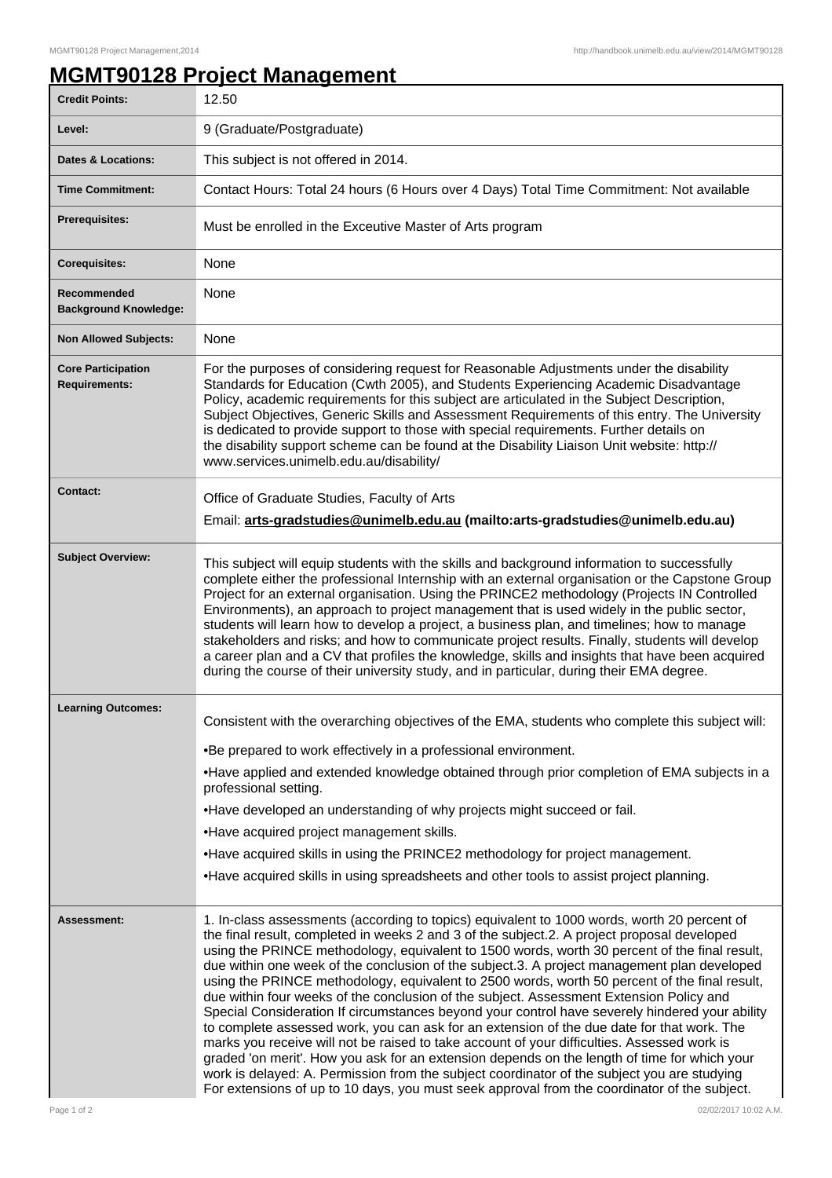# MGMT90128 Project Management

| | |
|---|---|
| **Credit Points:** | 12.50 |
| **Level:** | 9 (Graduate/Postgraduate) |
| **Dates & Locations:** | This subject is not offered in 2014. |
| **Time Commitment:** | Contact Hours: Total 24 hours (6 Hours over 4 Days) Total Time Commitment: Not available |
| **Prerequisites:** | Must be enrolled in the Executive Master of Arts program |
| **Corequisites:** | None |
| **Recommended Background Knowledge:** | None |
| **Non Allowed Subjects:** | None |
| **Core Participation Requirements:** | For the purposes of considering request for Reasonable Adjustments under the disability Standards for Education (Cwth 2005), and Students Experiencing Academic Disadvantage Policy, academic requirements for this subject are articulated in the Subject Description, Subject Objectives, Generic Skills and Assessment Requirements of this entry. The University is dedicated to provide support to those with special requirements. Further details on the disability support scheme can be found at the Disability Liaison Unit website: http://www.services.unimelb.edu.au/disability/ |
| **Contact:** | Office of Graduate Studies, Faculty of Arts<br>Email: **arts-gradstudies@unimelb.edu.au (mailto:arts-gradstudies@unimelb.edu.au)** |
| **Subject Overview:** | This subject will equip students with the skills and background information to successfully complete either the professional Internship with an external organisation or the Capstone Group Project for an external organisation. Using the PRINCE2 methodology (Projects IN Controlled Environments), an approach to project management that is used widely in the public sector, students will learn how to develop a project, a business plan, and timelines; how to manage stakeholders and risks; and how to communicate project results. Finally, students will develop a career plan and a CV that profiles the knowledge, skills and insights that have been acquired during the course of their university study, and in particular, during their EMA degree. |
| **Learning Outcomes:** | Consistent with the overarching objectives of the EMA, students who complete this subject will:<br>•Be prepared to work effectively in a professional environment.<br>•Have applied and extended knowledge obtained through prior completion of EMA subjects in a professional setting.<br>•Have developed an understanding of why projects might succeed or fail.<br>•Have acquired project management skills.<br>•Have acquired skills in using the PRINCE2 methodology for project management.<br>•Have acquired skills in using spreadsheets and other tools to assist project planning. |
| **Assessment:** | 1. In-class assessments (according to topics) equivalent to 1000 words, worth 20 percent of the final result, completed in weeks 2 and 3 of the subject.2. A project proposal developed using the PRINCE methodology, equivalent to 1500 words, worth 30 percent of the final result, due within one week of the conclusion of the subject.3. A project management plan developed using the PRINCE methodology, equivalent to 2500 words, worth 50 percent of the final result, due within four weeks of the conclusion of the subject. Assessment Extension Policy and Special Consideration If circumstances beyond your control have severely hindered your ability to complete assessed work, you can ask for an extension of the due date for that work. The marks you receive will not be raised to take account of your difficulties. Assessed work is graded 'on merit'. How you ask for an extension depends on the length of time for which your work is delayed: A. Permission from the subject coordinator of the subject you are studying For extensions of up to 10 days, you must seek approval from the coordinator of the subject. |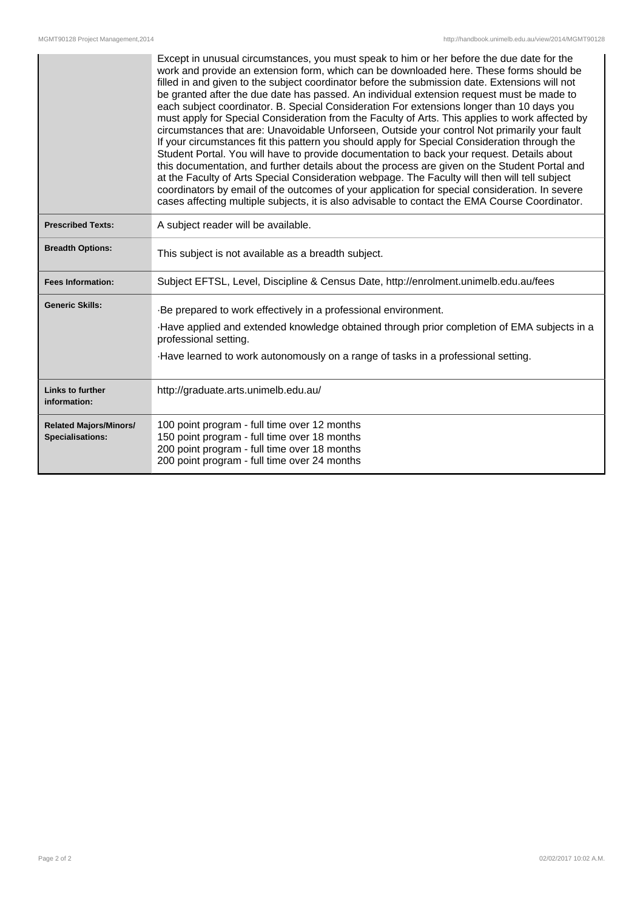| | |
|---|---|
| | Except in unusual circumstances, you must speak to him or her before the due date for the work and provide an extension form, which can be downloaded here. These forms should be filled in and given to the subject coordinator before the submission date. Extensions will not be granted after the due date has passed. An individual extension request must be made to each subject coordinator. B. Special Consideration For extensions longer than 10 days you must apply for Special Consideration from the Faculty of Arts. This applies to work affected by circumstances that are: Unavoidable Unforseen, Outside your control Not primarily your fault If your circumstances fit this pattern you should apply for Special Consideration through the Student Portal. You will have to provide documentation to back your request. Details about this documentation, and further details about the process are given on the Student Portal and at the Faculty of Arts Special Consideration webpage. The Faculty will then will tell subject coordinators by email of the outcomes of your application for special consideration. In severe cases affecting multiple subjects, it is also advisable to contact the EMA Course Coordinator. |
| **Prescribed Texts:** | A subject reader will be available. |
| **Breadth Options:** | This subject is not available as a breadth subject. |
| **Fees Information:** | Subject EFTSL, Level, Discipline & Census Date, http://enrolment.unimelb.edu.au/fees |
| **Generic Skills:** | ·Be prepared to work effectively in a professional environment.<br>·Have applied and extended knowledge obtained through prior completion of EMA subjects in a professional setting.<br>·Have learned to work autonomously on a range of tasks in a professional setting. |
| **Links to further information:** | http://graduate.arts.unimelb.edu.au/ |
| **Related Majors/Minors/ Specialisations:** | 100 point program - full time over 12 months<br>150 point program - full time over 18 months<br>200 point program - full time over 18 months<br>200 point program - full time over 24 months |